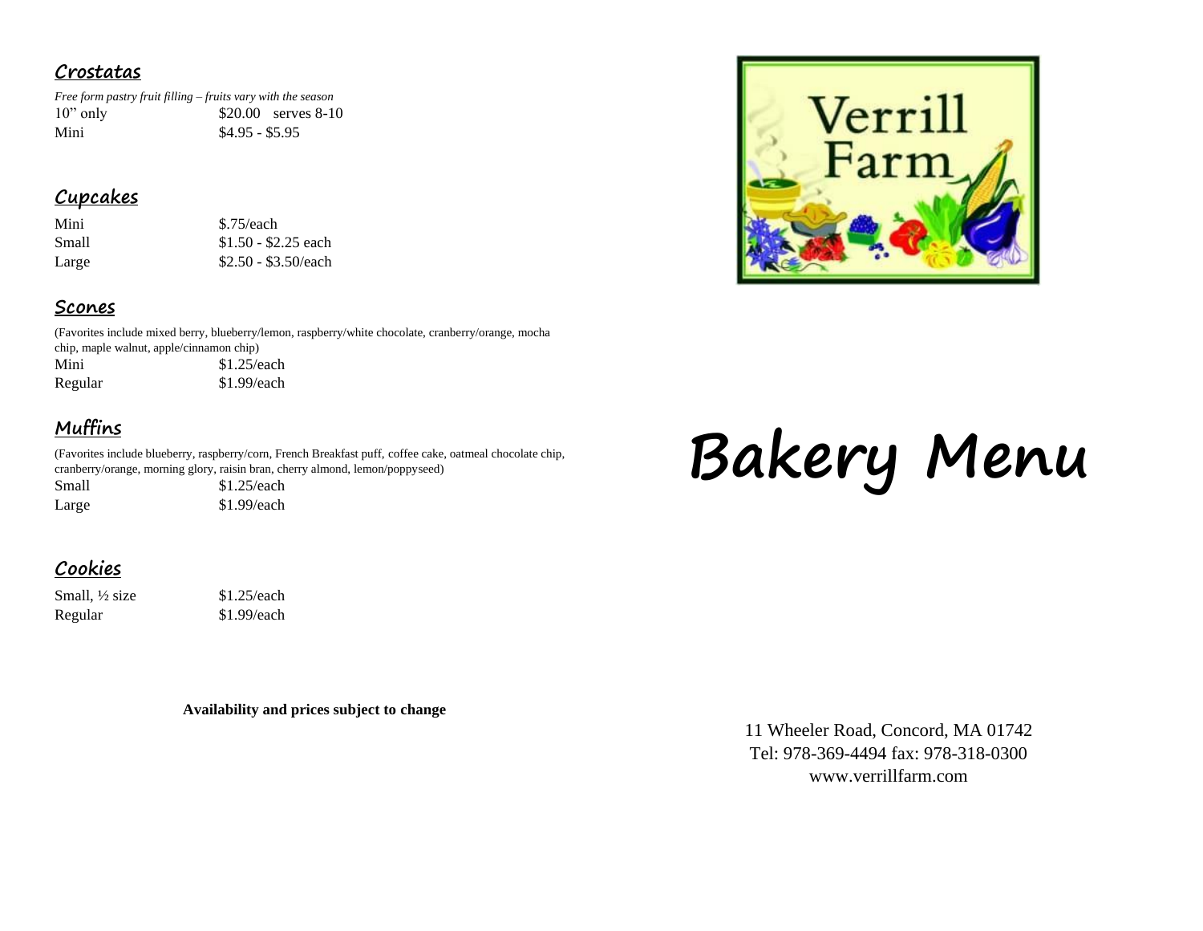## Crostatas

*Free form pastry fruit filling – fruits vary with the season*

| | |
|---|---|
| 10" only | $20.00 serves 8-10 |
| Mini | $4.95 - $5.95 |

## Cupcakes

| | |
|---|---|
| Mini | $.75/each |
| Small | $1.50 - $2.25 each |
| Large | $2.50 - $3.50/each |

## Scones

(Favorites include mixed berry, blueberry/lemon, raspberry/white chocolate, cranberry/orange, mocha chip, maple walnut, apple/cinnamon chip)

| | |
|---|---|
| Mini | $1.25/each |
| Regular | $1.99/each |

## Muffins

(Favorites include blueberry, raspberry/corn, French Breakfast puff, coffee cake, oatmeal chocolate chip, cranberry/orange, morning glory, raisin bran, cherry almond, lemon/poppyseed)

| | |
|---|---|
| Small | $1.25/each |
| Large | $1.99/each |

## Cookies

| | |
|---|---|
| Small, ½ size | $1.25/each |
| Regular | $1.99/each |

**Availability and prices subject to change**

Verrill Farm

# Bakery Menu

11 Wheeler Road, Concord, MA 01742
Tel: 978-369-4494 fax: 978-318-0300
www.verrillfarm.com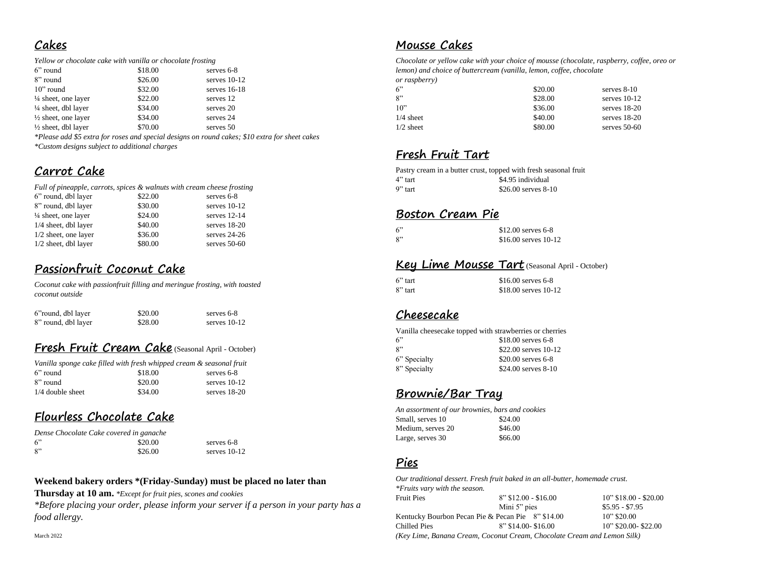## Cakes

*Yellow or chocolate cake with vanilla or chocolate frosting*

| | | |
|---|---|---|
| 6" round | $18.00 | serves 6-8 |
| 8" round | $26.00 | serves 10-12 |
| 10" round | $32.00 | serves 16-18 |
| ¼ sheet, one layer | $22.00 | serves 12 |
| ¼ sheet, dbl layer | $34.00 | serves 20 |
| ½ sheet, one layer | $34.00 | serves 24 |
| ½ sheet, dbl layer | $70.00 | serves 50 |

*\*Please add $5 extra for roses and special designs on round cakes; $10 extra for sheet cakes*

*\*Custom designs subject to additional charges*

## Carrot Cake

*Full of pineapple, carrots, spices & walnuts with cream cheese frosting*

| | | |
|---|---|---|
| 6" round, dbl layer | $22.00 | serves 6-8 |
| 8" round, dbl layer | $30.00 | serves 10-12 |
| ¼ sheet, one layer | $24.00 | serves 12-14 |
| 1/4 sheet, dbl layer | $40.00 | serves 18-20 |
| 1/2 sheet, one layer | $36.00 | serves 24-26 |
| 1/2 sheet, dbl layer | $80.00 | serves 50-60 |

## Passionfruit Coconut Cake

*Coconut cake with passionfruit filling and meringue frosting, with toasted coconut outside*

| | | |
|---|---|---|
| 6"round, dbl layer | $20.00 | serves 6-8 |
| 8" round, dbl layer | $28.00 | serves 10-12 |

## Fresh Fruit Cream Cake (Seasonal April - October)

*Vanilla sponge cake filled with fresh whipped cream & seasonal fruit*

| | | |
|---|---|---|
| 6" round | $18.00 | serves 6-8 |
| 8" round | $20.00 | serves 10-12 |
| 1/4 double sheet | $34.00 | serves 18-20 |

## Flourless Chocolate Cake

*Dense Chocolate Cake covered in ganache*

| | | |
|---|---|---|
| 6" | $20.00 | serves 6-8 |
| 8" | $26.00 | serves 10-12 |

**Weekend bakery orders \*(Friday-Sunday) must be placed no later than Thursday at 10 am.** *\*Except for fruit pies, scones and cookies*

*\*Before placing your order, please inform your server if a person in your party has a food allergy.*

March 2022

## Mousse Cakes

*Chocolate or yellow cake with your choice of mousse (chocolate, raspberry, coffee, oreo or lemon) and choice of buttercream (vanilla, lemon, coffee, chocolate or raspberry)*

| | | |
|---|---|---|
| 6" | $20.00 | serves 8-10 |
| 8" | $28.00 | serves 10-12 |
| 10" | $36.00 | serves 18-20 |
| 1/4 sheet | $40.00 | serves 18-20 |
| 1/2 sheet | $80.00 | serves 50-60 |

## Fresh Fruit Tart

Pastry cream in a butter crust, topped with fresh seasonal fruit

| | |
|---|---|
| 4" tart | $4.95 individual |
| 9" tart | $26.00 serves 8-10 |

## Boston Cream Pie

| | |
|---|---|
| 6" | $12.00 serves 6-8 |
| 8" | $16.00 serves 10-12 |

## Key Lime Mousse Tart (Seasonal April - October)

| | |
|---|---|
| 6" tart | $16.00 serves 6-8 |
| 8" tart | $18.00 serves 10-12 |

## Cheesecake

Vanilla cheesecake topped with strawberries or cherries

| | |
|---|---|
| 6" | $18.00 serves 6-8 |
| 8" | $22.00 serves 10-12 |
| 6" Specialty | $20.00 serves 6-8 |
| 8" Specialty | $24.00 serves 8-10 |

## Brownie/Bar Tray

*An assortment of our brownies, bars and cookies*

| | |
|---|---|
| Small, serves 10 | $24.00 |
| Medium, serves 20 | $46.00 |
| Large, serves 30 | $66.00 |

## Pies

*Our traditional dessert. Fresh fruit baked in an all-butter, homemade crust.*
*\*Fruits vary with the season.*

| | | |
|---|---|---|
| Fruit Pies | 8" $12.00 - $16.00 | 10" $18.00 - $20.00 |
| | Mini 5" pies | $5.95 - $7.95 |
| Kentucky Bourbon Pecan Pie & Pecan Pie | 8" $14.00 | 10" $20.00 |
| Chilled Pies | 8" $14.00- $16.00 | 10" $20.00- $22.00 |

*(Key Lime, Banana Cream, Coconut Cream, Chocolate Cream and Lemon Silk)*